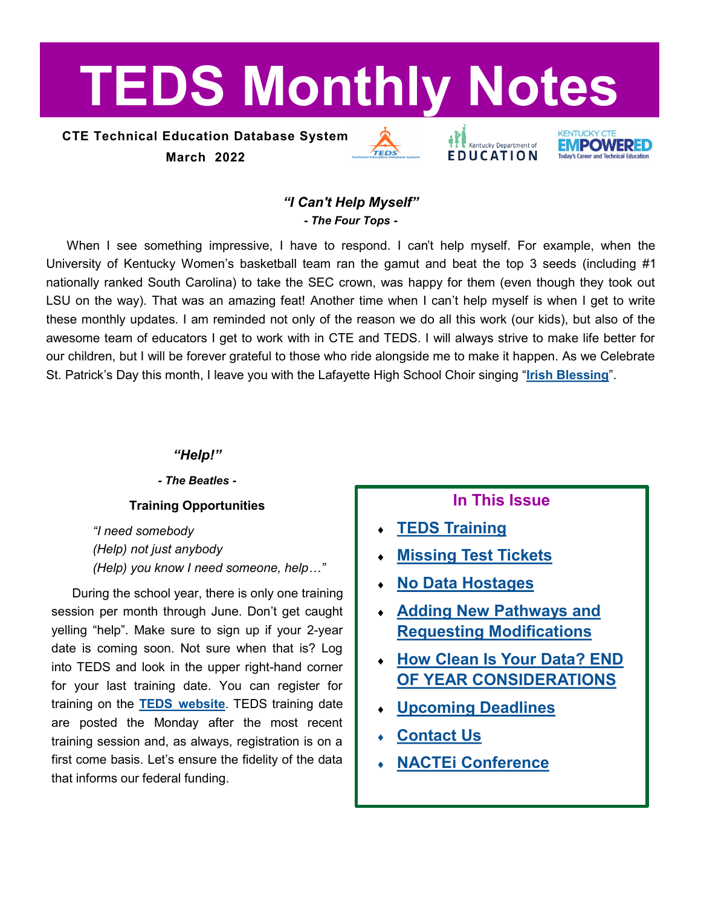# TEDS Monthly Notes

**CTE Technical Education Database System**

**March 2022**

### *"I Can't Help Myself"*

***- The Four Tops -***

When I see something impressive, I have to respond. I can't help myself. For example, when the University of Kentucky Women's basketball team ran the gamut and beat the top 3 seeds (including #1 nationally ranked South Carolina) to take the SEC crown, was happy for them (even though they took out LSU on the way). That was an amazing feat! Another time when I can't help myself is when I get to write these monthly updates. I am reminded not only of the reason we do all this work (our kids), but also of the awesome team of educators I get to work with in CTE and TEDS. I will always strive to make life better for our children, but I will be forever grateful to those who ride alongside me to make it happen. As we Celebrate St. Patrick's Day this month, I leave you with the Lafayette High School Choir singing "**Irish Blessing**".

### *"Help!"*

***- The Beatles -***

**Training Opportunities**

*"I need somebody*
*(Help) not just anybody*
*(Help) you know I need someone, help…"*

During the school year, there is only one training session per month through June. Don't get caught yelling "help". Make sure to sign up if your 2-year date is coming soon. Not sure when that is? Log into TEDS and look in the upper right-hand corner for your last training date. You can register for training on the **TEDS website**. TEDS training date are posted the Monday after the most recent training session and, as always, registration is on a first come basis. Let's ensure the fidelity of the data that informs our federal funding.

## In This Issue

- **TEDS Training**
- **Missing Test Tickets**
- **No Data Hostages**
- **Adding New Pathways and Requesting Modifications**
- **How Clean Is Your Data? END OF YEAR CONSIDERATIONS**
- **Upcoming Deadlines**
- **Contact Us**
- **NACTEi Conference**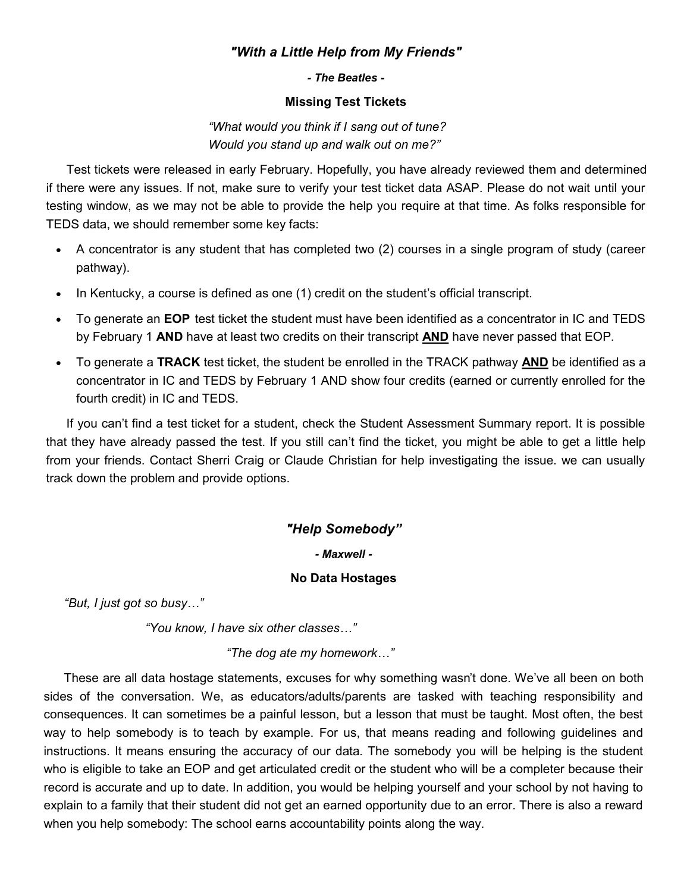## *"With a Little Help from My Friends"*

***- The Beatles -***

### Missing Test Tickets

*"What would you think if I sang out of tune?*
*Would you stand up and walk out on me?"*

Test tickets were released in early February. Hopefully, you have already reviewed them and determined if there were any issues. If not, make sure to verify your test ticket data ASAP. Please do not wait until your testing window, as we may not be able to provide the help you require at that time. As folks responsible for TEDS data, we should remember some key facts:

- A concentrator is any student that has completed two (2) courses in a single program of study (career pathway).
- In Kentucky, a course is defined as one (1) credit on the student's official transcript.
- To generate an **EOP** test ticket the student must have been identified as a concentrator in IC and TEDS by February 1 **AND** have at least two credits on their transcript **<u>AND</u>** have never passed that EOP.
- To generate a **TRACK** test ticket, the student be enrolled in the TRACK pathway **<u>AND</u>** be identified as a concentrator in IC and TEDS by February 1 AND show four credits (earned or currently enrolled for the fourth credit) in IC and TEDS.

If you can't find a test ticket for a student, check the Student Assessment Summary report. It is possible that they have already passed the test. If you still can't find the ticket, you might be able to get a little help from your friends. Contact Sherri Craig or Claude Christian for help investigating the issue. we can usually track down the problem and provide options.

## *"Help Somebody"*

***- Maxwell -***

### No Data Hostages

*"But, I just got so busy…"*

*"You know, I have six other classes…"*

*"The dog ate my homework…"*

These are all data hostage statements, excuses for why something wasn't done. We've all been on both sides of the conversation. We, as educators/adults/parents are tasked with teaching responsibility and consequences. It can sometimes be a painful lesson, but a lesson that must be taught. Most often, the best way to help somebody is to teach by example. For us, that means reading and following guidelines and instructions. It means ensuring the accuracy of our data. The somebody you will be helping is the student who is eligible to take an EOP and get articulated credit or the student who will be a completer because their record is accurate and up to date. In addition, you would be helping yourself and your school by not having to explain to a family that their student did not get an earned opportunity due to an error. There is also a reward when you help somebody: The school earns accountability points along the way.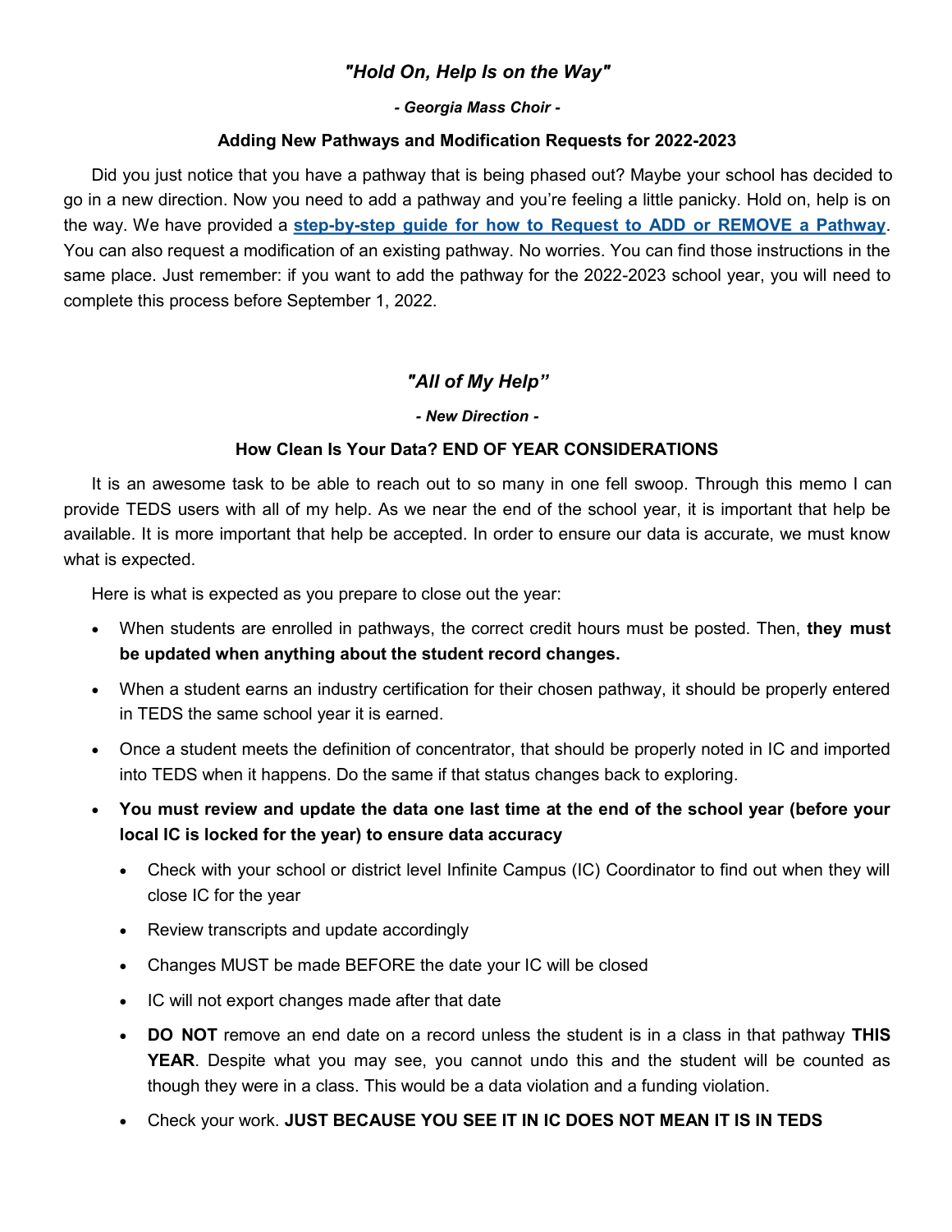## *"Hold On, Help Is on the Way"*

***- Georgia Mass Choir -***

**Adding New Pathways and Modification Requests for 2022-2023**

Did you just notice that you have a pathway that is being phased out? Maybe your school has decided to go in a new direction. Now you need to add a pathway and you're feeling a little panicky. Hold on, help is on the way. We have provided a **step-by-step guide for how to Request to ADD or REMOVE a Pathway**. You can also request a modification of an existing pathway. No worries. You can find those instructions in the same place. Just remember: if you want to add the pathway for the 2022-2023 school year, you will need to complete this process before September 1, 2022.

## *"All of My Help"*

***- New Direction -***

**How Clean Is Your Data? END OF YEAR CONSIDERATIONS**

It is an awesome task to be able to reach out to so many in one fell swoop. Through this memo I can provide TEDS users with all of my help. As we near the end of the school year, it is important that help be available. It is more important that help be accepted. In order to ensure our data is accurate, we must know what is expected.

Here is what is expected as you prepare to close out the year:

- When students are enrolled in pathways, the correct credit hours must be posted. Then, **they must be updated when anything about the student record changes.**
- When a student earns an industry certification for their chosen pathway, it should be properly entered in TEDS the same school year it is earned.
- Once a student meets the definition of concentrator, that should be properly noted in IC and imported into TEDS when it happens. Do the same if that status changes back to exploring.
- **You must review and update the data one last time at the end of the school year (before your local IC is locked for the year) to ensure data accuracy**
  - Check with your school or district level Infinite Campus (IC) Coordinator to find out when they will close IC for the year
  - Review transcripts and update accordingly
  - Changes MUST be made BEFORE the date your IC will be closed
  - IC will not export changes made after that date
  - **DO NOT** remove an end date on a record unless the student is in a class in that pathway **THIS YEAR**. Despite what you may see, you cannot undo this and the student will be counted as though they were in a class. This would be a data violation and a funding violation.
  - Check your work. **JUST BECAUSE YOU SEE IT IN IC DOES NOT MEAN IT IS IN TEDS**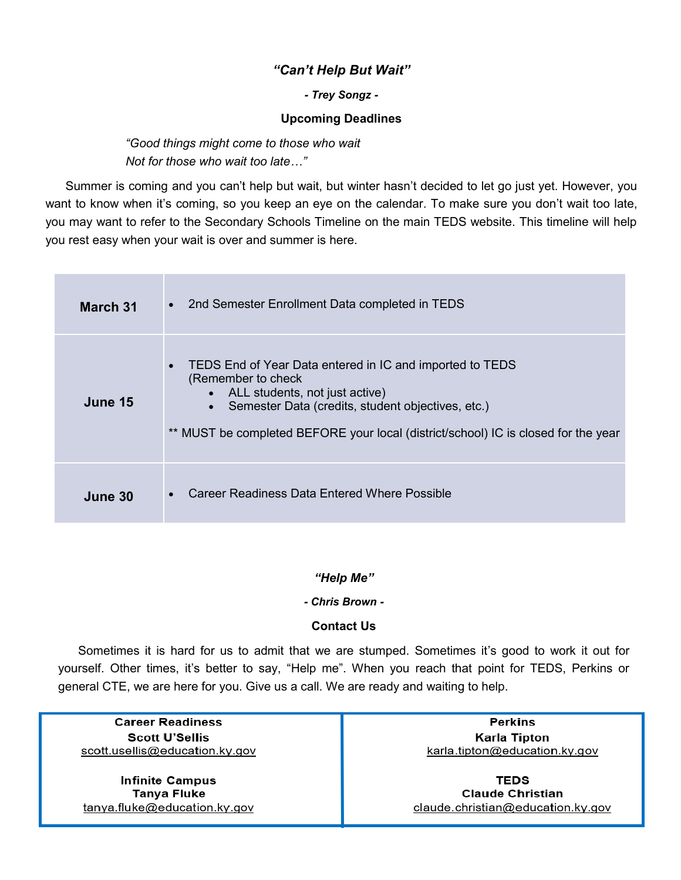### *"Can't Help But Wait"*

***- Trey Songz -***

**Upcoming Deadlines**

*"Good things might come to those who wait*
*Not for those who wait too late…"*

Summer is coming and you can't help but wait, but winter hasn't decided to let go just yet. However, you want to know when it's coming, so you keep an eye on the calendar. To make sure you don't wait too late, you may want to refer to the Secondary Schools Timeline on the main TEDS website. This timeline will help you rest easy when your wait is over and summer is here.

| | |
|---|---|
| **March 31** | • 2nd Semester Enrollment Data completed in TEDS |
| **June 15** | • TEDS End of Year Data entered in IC and imported to TEDS (Remember to check<br>  ◦ ALL students, not just active)<br>  ◦ Semester Data (credits, student objectives, etc.)<br><br>** MUST be completed BEFORE your local (district/school) IC is closed for the year |
| **June 30** | • Career Readiness Data Entered Where Possible |

### *"Help Me"*

***- Chris Brown -***

**Contact Us**

Sometimes it is hard for us to admit that we are stumped. Sometimes it's good to work it out for yourself. Other times, it's better to say, "Help me". When you reach that point for TEDS, Perkins or general CTE, we are here for you. Give us a call. We are ready and waiting to help.

| | |
|---|---|
| **Career Readiness**<br>**Scott U'Sellis**<br>scott.usellis@education.ky.gov | **Perkins**<br>**Karla Tipton**<br>karla.tipton@education.ky.gov |
| **Infinite Campus**<br>**Tanya Fluke**<br>tanya.fluke@education.ky.gov | **TEDS**<br>**Claude Christian**<br>claude.christian@education.ky.gov |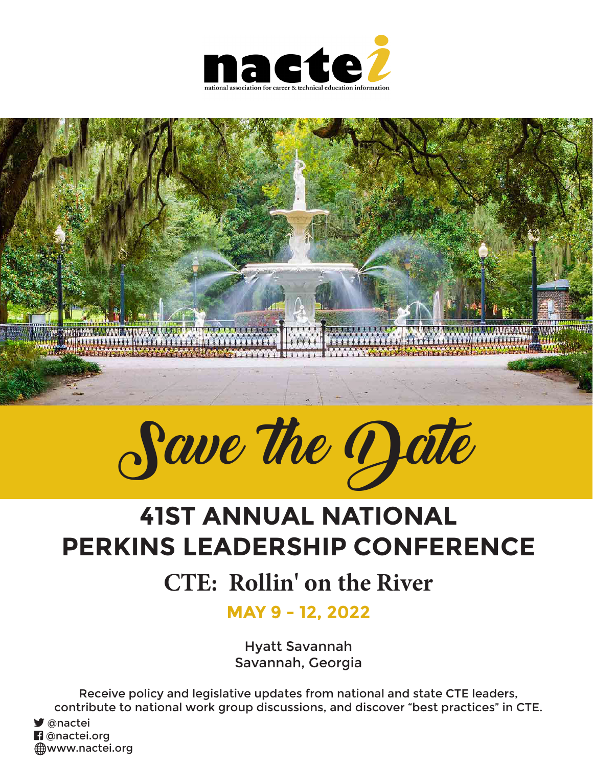nactei

national association for career & technical education information

# Save the Date

## 41ST ANNUAL NATIONAL PERKINS LEADERSHIP CONFERENCE

### CTE: Rollin' on the River

**MAY 9 - 12, 2022**

Hyatt Savannah
Savannah, Georgia

Receive policy and legislative updates from national and state CTE leaders, contribute to national work group discussions, and discover "best practices" in CTE.

@nactei
@nactei.org
www.nactei.org